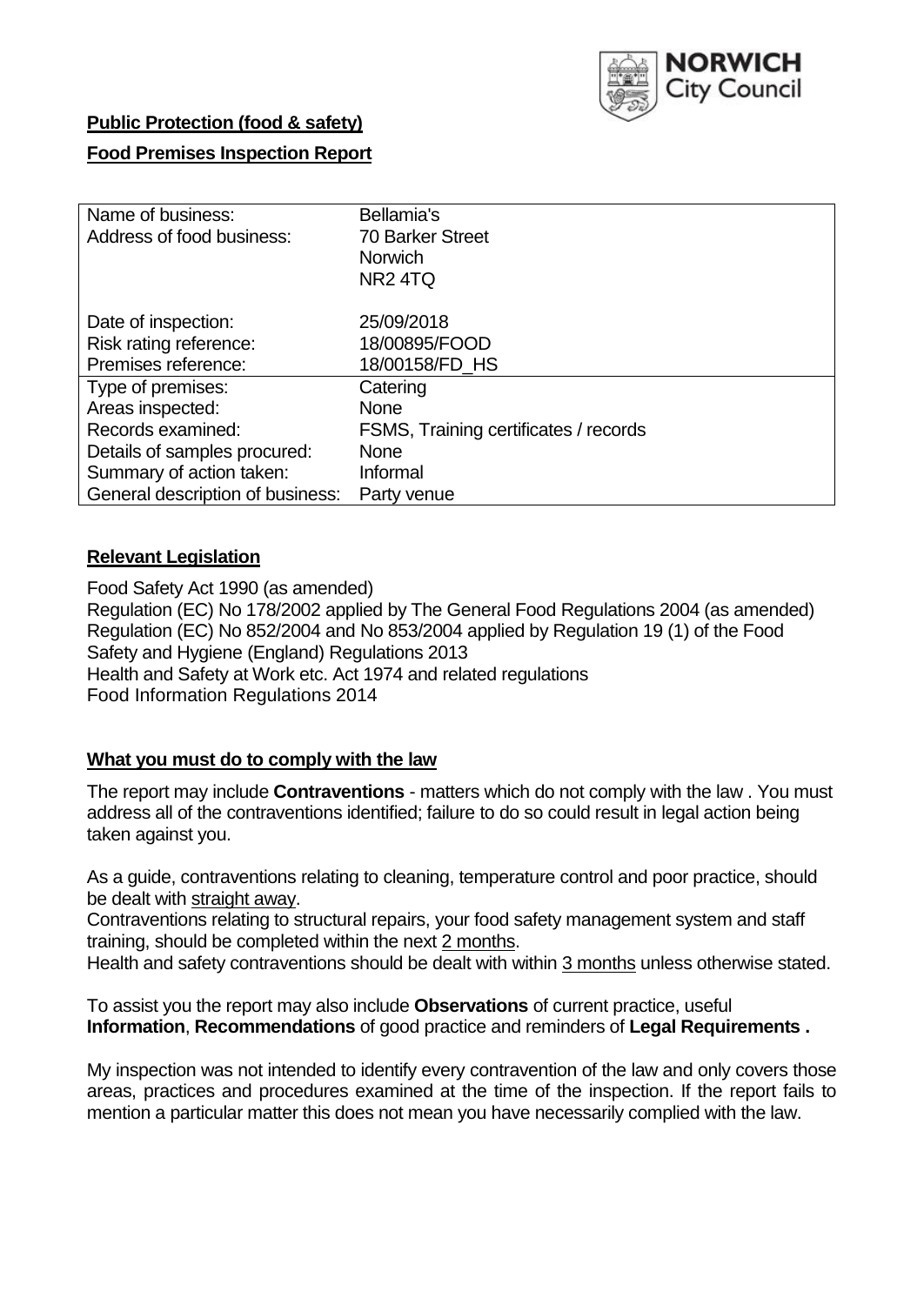**Public Protection (food & safety)**

**Food Premises Inspection Report**

| | |
|---|---|
| Name of business: | Bellamia's |
| Address of food business: | 70 Barker Street<br>Norwich<br>NR2 4TQ |
| Date of inspection: | 25/09/2018 |
| Risk rating reference: | 18/00895/FOOD |
| Premises reference: | 18/00158/FD_HS |
| Type of premises: | Catering |
| Areas inspected: | None |
| Records examined: | FSMS, Training certificates / records |
| Details of samples procured: | None |
| Summary of action taken: | Informal |
| General description of business: | Party venue |

## Relevant Legislation

Food Safety Act 1990 (as amended)
Regulation (EC) No 178/2002 applied by The General Food Regulations 2004 (as amended)
Regulation (EC) No 852/2004 and No 853/2004 applied by Regulation 19 (1) of the Food Safety and Hygiene (England) Regulations 2013
Health and Safety at Work etc. Act 1974 and related regulations
Food Information Regulations 2014

## What you must do to comply with the law

The report may include **Contraventions** - matters which do not comply with the law . You must address all of the contraventions identified; failure to do so could result in legal action being taken against you.

As a guide, contraventions relating to cleaning, temperature control and poor practice, should be dealt with straight away.
Contraventions relating to structural repairs, your food safety management system and staff training, should be completed within the next 2 months.
Health and safety contraventions should be dealt with within 3 months unless otherwise stated.

To assist you the report may also include **Observations** of current practice, useful **Information**, **Recommendations** of good practice and reminders of **Legal Requirements .**

My inspection was not intended to identify every contravention of the law and only covers those areas, practices and procedures examined at the time of the inspection. If the report fails to mention a particular matter this does not mean you have necessarily complied with the law.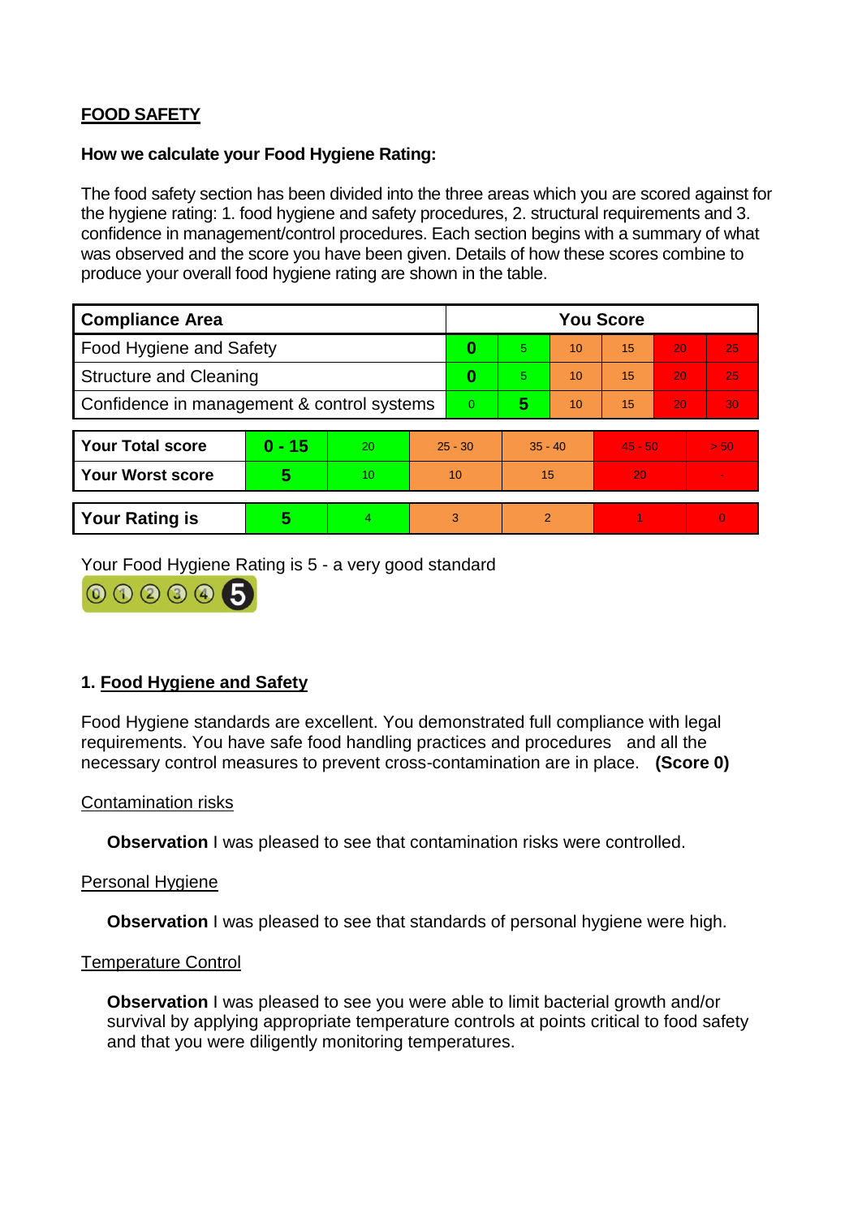**FOOD SAFETY**

**How we calculate your Food Hygiene Rating:**

The food safety section has been divided into the three areas which you are scored against for the hygiene rating: 1. food hygiene and safety procedures, 2. structural requirements and 3. confidence in management/control procedures. Each section begins with a summary of what was observed and the score you have been given. Details of how these scores combine to produce your overall food hygiene rating are shown in the table.

| Compliance Area | You Score | | | | | |
|---|---|---|---|---|---|---|
| Food Hygiene and Safety | **0** | 5 | 10 | 15 | 20 | 25 |
| Structure and Cleaning | **0** | 5 | 10 | 15 | 20 | 25 |
| Confidence in management & control systems | 0 | **5** | 10 | 15 | 20 | 30 |

| | | | | | | |
|---|---|---|---|---|---|---|
| **Your Total score** | **0 - 15** | 20 | 25 - 30 | 35 - 40 | 45 - 50 | > 50 |
| **Your Worst score** | **5** | 10 | 10 | 15 | 20 | - |

| | | | | | | |
|---|---|---|---|---|---|---|
| **Your Rating is** | **5** | 4 | 3 | 2 | 1 | 0 |

Your Food Hygiene Rating is 5 - a very good standard

## 1. Food Hygiene and Safety

Food Hygiene standards are excellent. You demonstrated full compliance with legal requirements. You have safe food handling practices and procedures and all the necessary control measures to prevent cross-contamination are in place. **(Score 0)**

Contamination risks

**Observation** I was pleased to see that contamination risks were controlled.

Personal Hygiene

**Observation** I was pleased to see that standards of personal hygiene were high.

Temperature Control

**Observation** I was pleased to see you were able to limit bacterial growth and/or survival by applying appropriate temperature controls at points critical to food safety and that you were diligently monitoring temperatures.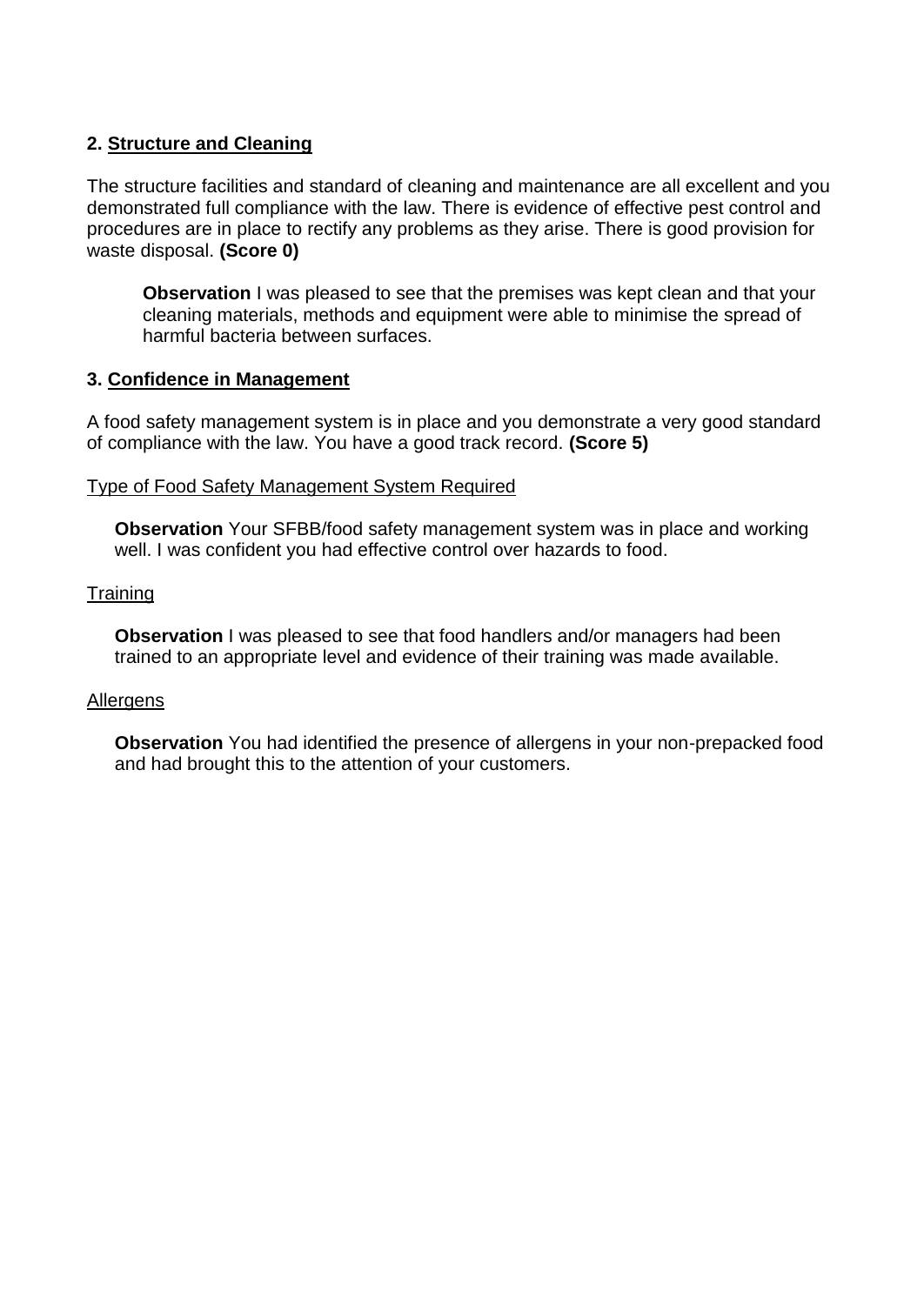## 2. Structure and Cleaning

The structure facilities and standard of cleaning and maintenance are all excellent and you demonstrated full compliance with the law. There is evidence of effective pest control and procedures are in place to rectify any problems as they arise. There is good provision for waste disposal. **(Score 0)**

**Observation** I was pleased to see that the premises was kept clean and that your cleaning materials, methods and equipment were able to minimise the spread of harmful bacteria between surfaces.

## 3. Confidence in Management

A food safety management system is in place and you demonstrate a very good standard of compliance with the law. You have a good track record. **(Score 5)**

Type of Food Safety Management System Required

**Observation** Your SFBB/food safety management system was in place and working well. I was confident you had effective control over hazards to food.

Training

**Observation** I was pleased to see that food handlers and/or managers had been trained to an appropriate level and evidence of their training was made available.

Allergens

**Observation** You had identified the presence of allergens in your non-prepacked food and had brought this to the attention of your customers.